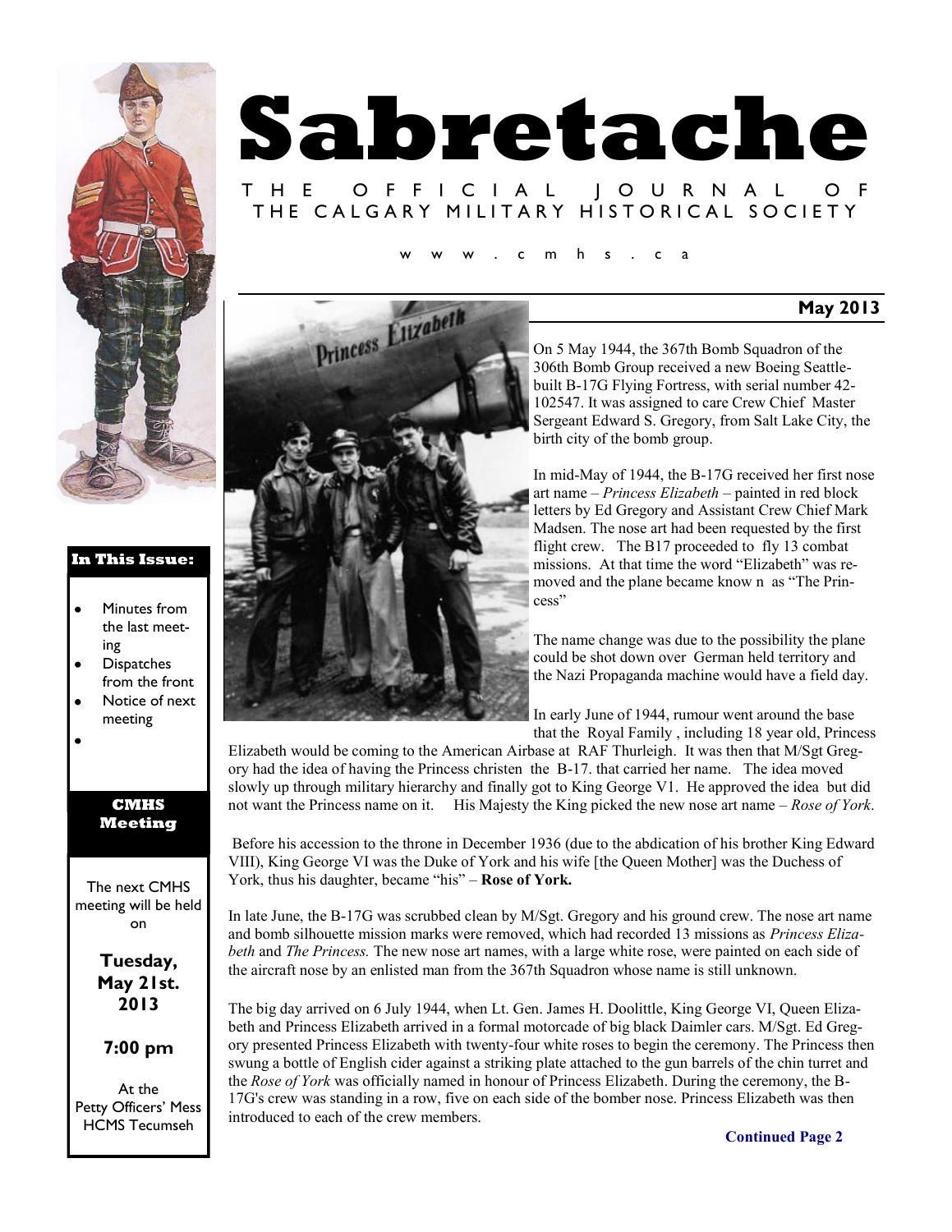# Sabretache

THE OFFICIAL JOURNAL OF THE CALGARY MILITARY HISTORICAL SOCIETY

www.cmhs.ca

**May 2013**

**In This Issue:**

- Minutes from the last meeting
- Dispatches from the front
- Notice of next meeting

**CMHS Meeting**

The next CMHS meeting will be held on

**Tuesday, May 21st. 2013**

**7:00 pm**

At the Petty Officers' Mess HCMS Tecumseh

On 5 May 1944, the 367th Bomb Squadron of the 306th Bomb Group received a new Boeing Seattle-built B-17G Flying Fortress, with serial number 42-102547. It was assigned to care Crew Chief Master Sergeant Edward S. Gregory, from Salt Lake City, the birth city of the bomb group.

In mid-May of 1944, the B-17G received her first nose art name – *Princess Elizabeth* – painted in red block letters by Ed Gregory and Assistant Crew Chief Mark Madsen. The nose art had been requested by the first flight crew. The B17 proceeded to fly 13 combat missions. At that time the word "Elizabeth" was removed and the plane became know n as "The Princess"

The name change was due to the possibility the plane could be shot down over German held territory and the Nazi Propaganda machine would have a field day.

In early June of 1944, rumour went around the base that the Royal Family , including 18 year old, Princess Elizabeth would be coming to the American Airbase at RAF Thurleigh. It was then that M/Sgt Gregory had the idea of having the Princess christen the B-17. that carried her name. The idea moved slowly up through military hierarchy and finally got to King George V1. He approved the idea but did not want the Princess name on it. His Majesty the King picked the new nose art name – *Rose of York*.

Before his accession to the throne in December 1936 (due to the abdication of his brother King Edward VIII), King George VI was the Duke of York and his wife [the Queen Mother] was the Duchess of York, thus his daughter, became "his" – **Rose of York.**

In late June, the B-17G was scrubbed clean by M/Sgt. Gregory and his ground crew. The nose art name and bomb silhouette mission marks were removed, which had recorded 13 missions as *Princess Elizabeth* and *The Princess.* The new nose art names, with a large white rose, were painted on each side of the aircraft nose by an enlisted man from the 367th Squadron whose name is still unknown.

The big day arrived on 6 July 1944, when Lt. Gen. James H. Doolittle, King George VI, Queen Elizabeth and Princess Elizabeth arrived in a formal motorcade of big black Daimler cars. M/Sgt. Ed Gregory presented Princess Elizabeth with twenty-four white roses to begin the ceremony. The Princess then swung a bottle of English cider against a striking plate attached to the gun barrels of the chin turret and the *Rose of York* was officially named in honour of Princess Elizabeth. During the ceremony, the B-17G's crew was standing in a row, five on each side of the bomber nose. Princess Elizabeth was then introduced to each of the crew members.

**Continued Page 2**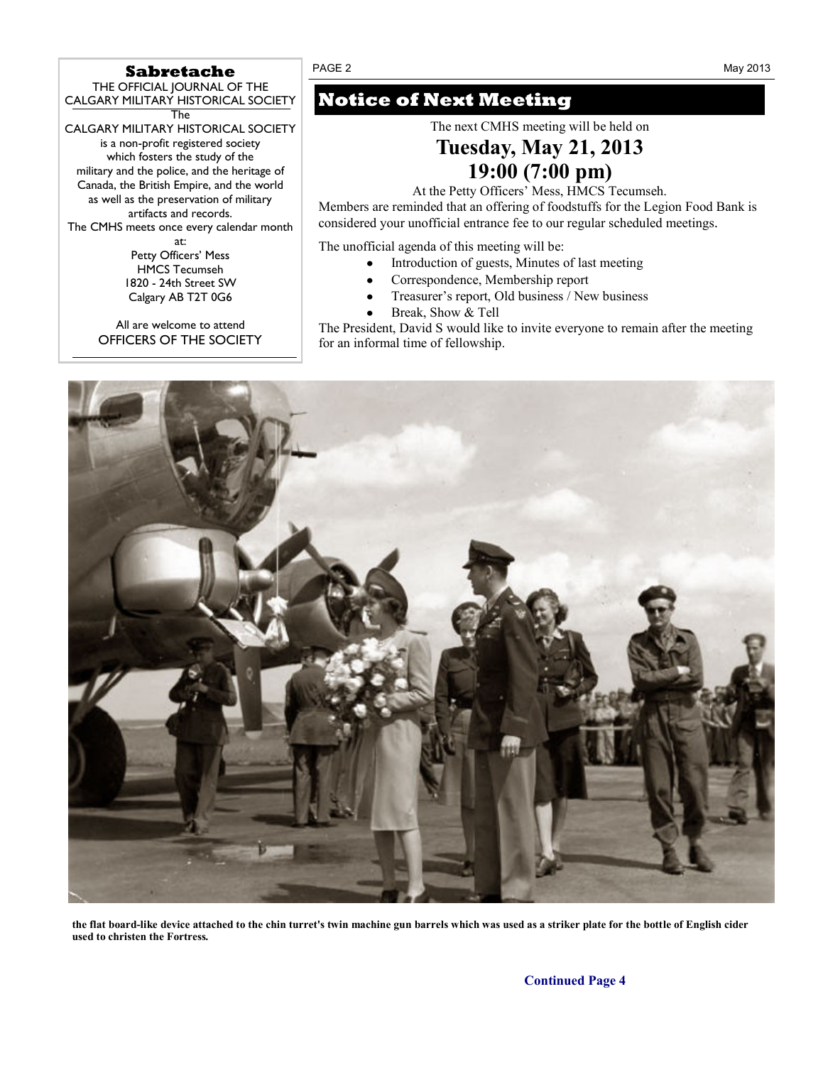**Sabretache**

THE OFFICIAL JOURNAL OF THE CALGARY MILITARY HISTORICAL SOCIETY

The CALGARY MILITARY HISTORICAL SOCIETY is a non-profit registered society which fosters the study of the military and the police, and the heritage of Canada, the British Empire, and the world as well as the preservation of military artifacts and records.

The CMHS meets once every calendar month at:

Petty Officers' Mess
HMCS Tecumseh
1820 - 24th Street SW
Calgary AB T2T 0G6

All are welcome to attend

OFFICERS OF THE SOCIETY

# Notice of Next Meeting

The next CMHS meeting will be held on

## Tuesday, May 21, 2013
## 19:00 (7:00 pm)

At the Petty Officers' Mess, HMCS Tecumseh.

Members are reminded that an offering of foodstuffs for the Legion Food Bank is considered your unofficial entrance fee to our regular scheduled meetings.

The unofficial agenda of this meeting will be:

- Introduction of guests, Minutes of last meeting
- Correspondence, Membership report
- Treasurer's report, Old business / New business
- Break, Show & Tell

The President, David S would like to invite everyone to remain after the meeting for an informal time of fellowship.

**the flat board-like device attached to the chin turret's twin machine gun barrels which was used as a striker plate for the bottle of English cider used to christen the Fortress.**

**Continued Page 4**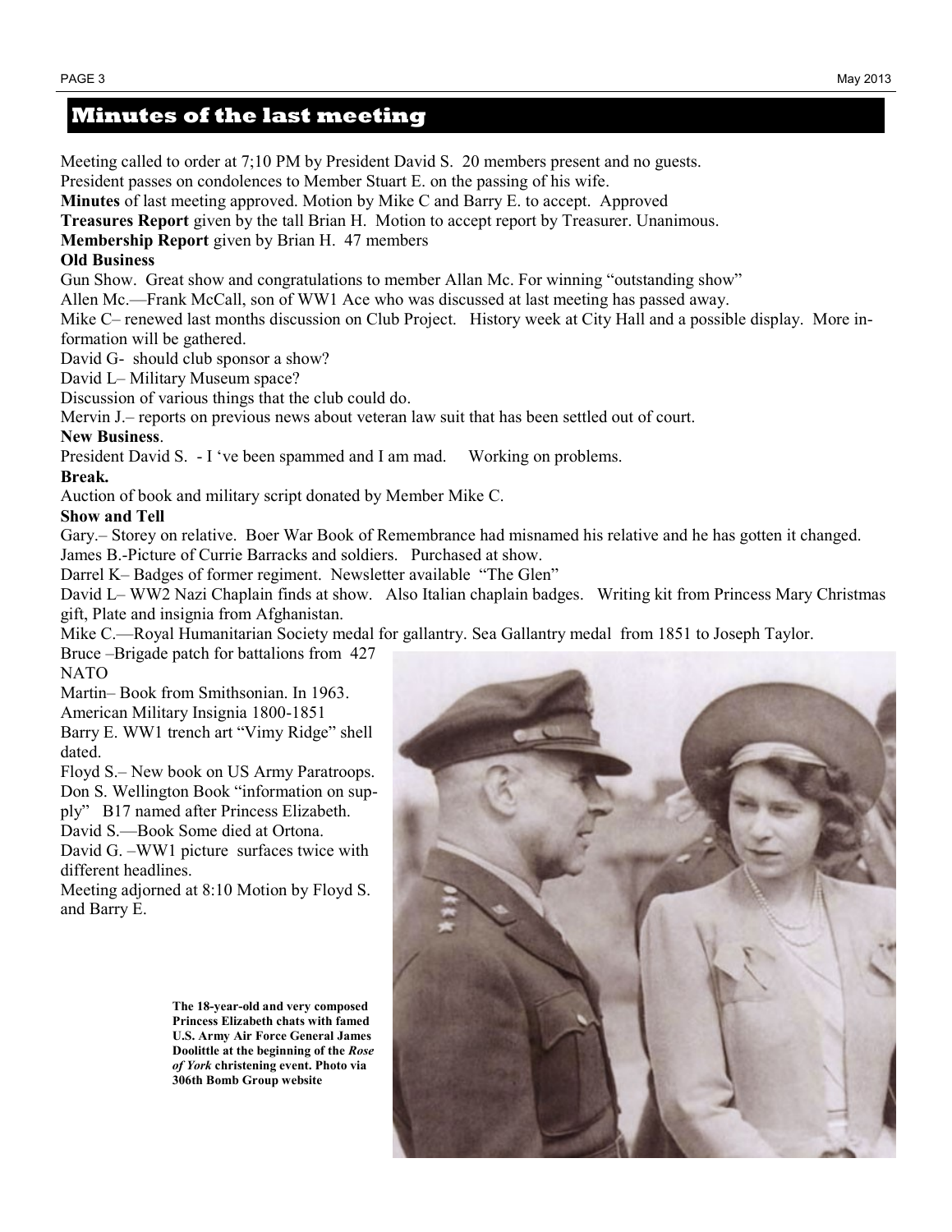## Minutes of the last meeting

Meeting called to order at 7;10 PM by President David S. 20 members present and no guests.

President passes on condolences to Member Stuart E. on the passing of his wife.

**Minutes** of last meeting approved. Motion by Mike C and Barry E. to accept. Approved

**Treasures Report** given by the tall Brian H. Motion to accept report by Treasurer. Unanimous.

**Membership Report** given by Brian H. 47 members

**Old Business**

Gun Show. Great show and congratulations to member Allan Mc. For winning "outstanding show"

Allen Mc.—Frank McCall, son of WW1 Ace who was discussed at last meeting has passed away.

Mike C– renewed last months discussion on Club Project. History week at City Hall and a possible display. More information will be gathered.

David G- should club sponsor a show?

David L– Military Museum space?

Discussion of various things that the club could do.

Mervin J.– reports on previous news about veteran law suit that has been settled out of court.

**New Business**.

President David S. - I 've been spammed and I am mad. Working on problems.

**Break.**

Auction of book and military script donated by Member Mike C.

**Show and Tell**

Gary.– Storey on relative. Boer War Book of Remembrance had misnamed his relative and he has gotten it changed.

James B.-Picture of Currie Barracks and soldiers. Purchased at show.

Darrel K– Badges of former regiment. Newsletter available "The Glen"

David L– WW2 Nazi Chaplain finds at show. Also Italian chaplain badges. Writing kit from Princess Mary Christmas gift, Plate and insignia from Afghanistan.

Mike C.—Royal Humanitarian Society medal for gallantry. Sea Gallantry medal from 1851 to Joseph Taylor.

Bruce –Brigade patch for battalions from 427 NATO

Martin– Book from Smithsonian. In 1963. American Military Insignia 1800-1851

Barry E. WW1 trench art "Vimy Ridge" shell dated.

Floyd S.– New book on US Army Paratroops.

Don S. Wellington Book "information on supply" B17 named after Princess Elizabeth.

David S.—Book Some died at Ortona.

David G. –WW1 picture surfaces twice with different headlines.

Meeting adjorned at 8:10 Motion by Floyd S. and Barry E.

**The 18-year-old and very composed Princess Elizabeth chats with famed U.S. Army Air Force General James Doolittle at the beginning of the *Rose of York* christening event. Photo via 306th Bomb Group website**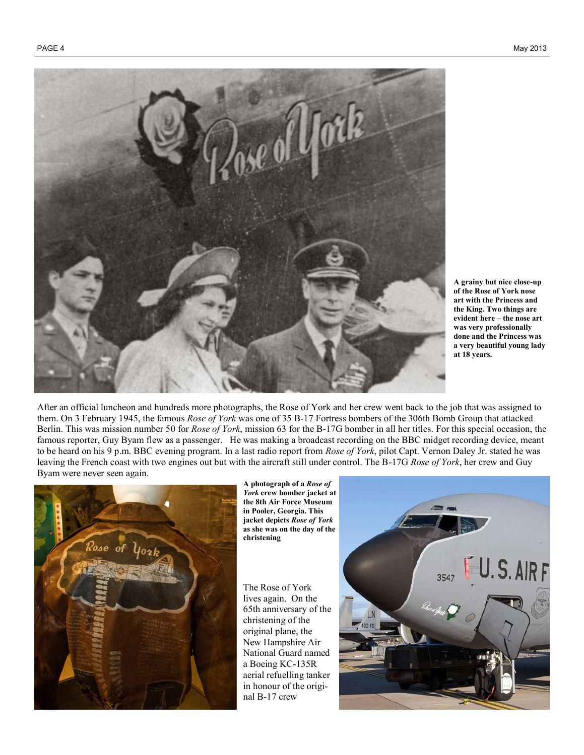**A grainy but nice close-up of the Rose of York nose art with the Princess and the King. Two things are evident here – the nose art was very professionally done and the Princess was a very beautiful young lady at 18 years.**

After an official luncheon and hundreds more photographs, the Rose of York and her crew went back to the job that was assigned to them. On 3 February 1945, the famous *Rose of York* was one of 35 B-17 Fortress bombers of the 306th Bomb Group that attacked Berlin. This was mission number 50 for *Rose of York*, mission 63 for the B-17G bomber in all her titles. For this special occasion, the famous reporter, Guy Byam flew as a passenger. He was making a broadcast recording on the BBC midget recording device, meant to be heard on his 9 p.m. BBC evening program. In a last radio report from *Rose of York*, pilot Capt. Vernon Daley Jr. stated he was leaving the French coast with two engines out but with the aircraft still under control. The B-17G *Rose of York*, her crew and Guy Byam were never seen again.

**A photograph of a *Rose of York* crew bomber jacket at the 8th Air Force Museum in Pooler, Georgia. This jacket depicts *Rose of York* as she was on the day of the christening**

The Rose of York lives again. On the 65th anniversary of the christening of the original plane, the New Hampshire Air National Guard named a Boeing KC-135R aerial refuelling tanker in honour of the original B-17 crew